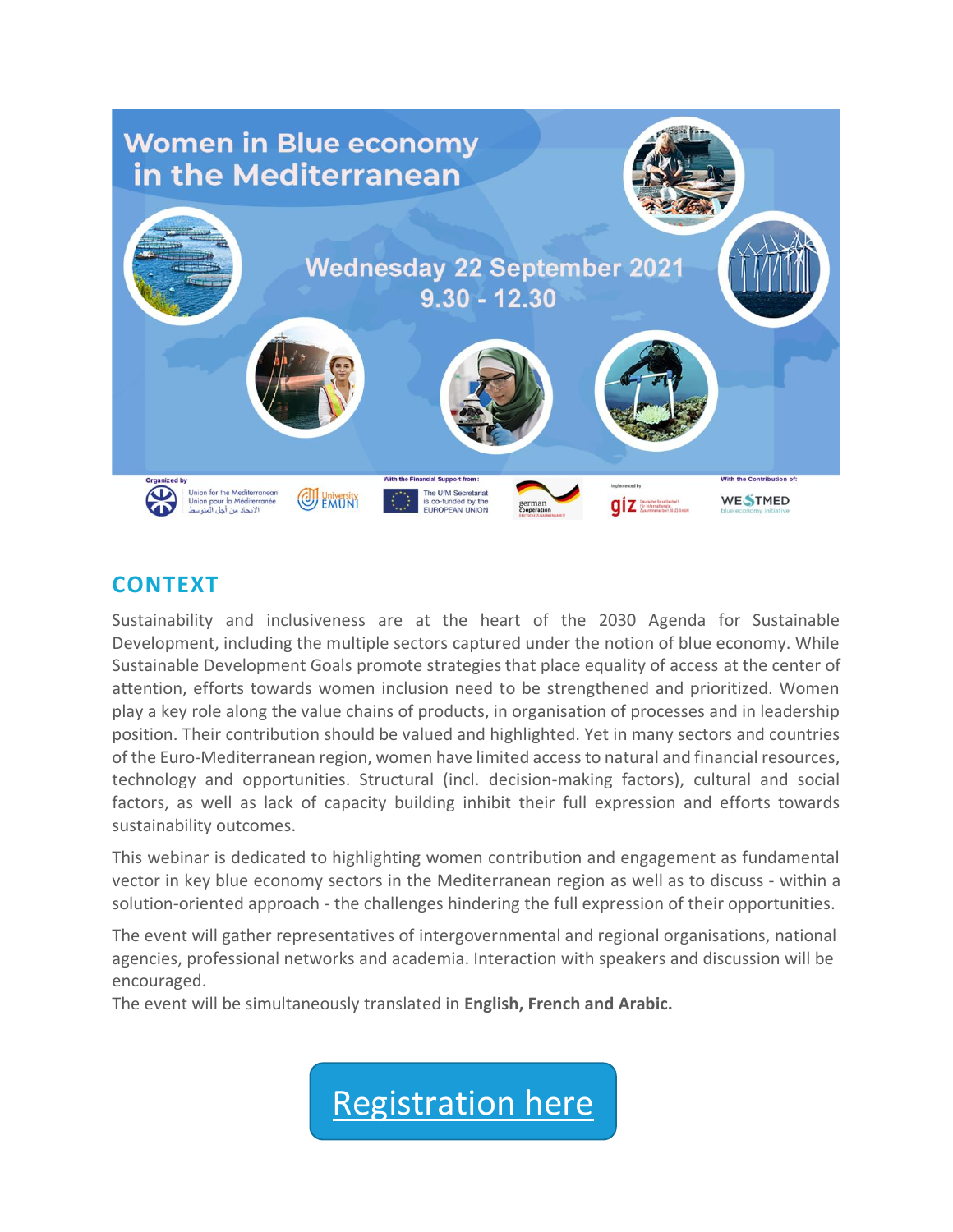# Women in Blue economy in the Mediterranean

**Wednesday 22 September 2021**
**9.30 - 12.30**

Organized by: Union for the Mediterranean / Union pour la Méditerranée / الاتحاد من أجل المتوسط; University EMUNI

With the Financial Support from: The UfM Secretariat is co-funded by the EUROPEAN UNION; german cooperation

Implemented by: giz Deutsche Gesellschaft für Internationale Zusammenarbeit (GIZ) GmbH

With the Contribution of: WESTMED blue economy initiative

## CONTEXT

Sustainability and inclusiveness are at the heart of the 2030 Agenda for Sustainable Development, including the multiple sectors captured under the notion of blue economy. While Sustainable Development Goals promote strategies that place equality of access at the center of attention, efforts towards women inclusion need to be strengthened and prioritized. Women play a key role along the value chains of products, in organisation of processes and in leadership position. Their contribution should be valued and highlighted. Yet in many sectors and countries of the Euro-Mediterranean region, women have limited access to natural and financial resources, technology and opportunities. Structural (incl. decision-making factors), cultural and social factors, as well as lack of capacity building inhibit their full expression and efforts towards sustainability outcomes.

This webinar is dedicated to highlighting women contribution and engagement as fundamental vector in key blue economy sectors in the Mediterranean region as well as to discuss - within a solution-oriented approach - the challenges hindering the full expression of their opportunities.

The event will gather representatives of intergovernmental and regional organisations, national agencies, professional networks and academia. Interaction with speakers and discussion will be encouraged.
The event will be simultaneously translated in **English, French and Arabic.**

Registration here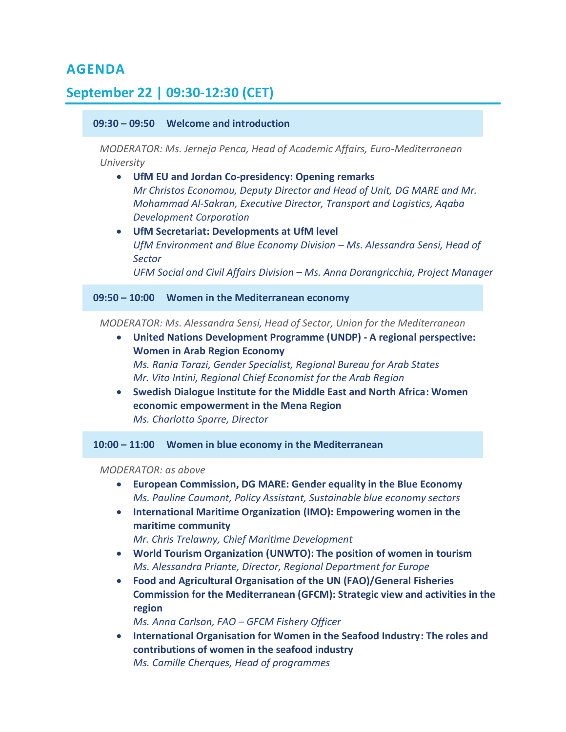# AGENDA

## September 22 | 09:30-12:30 (CET)

### 09:30 – 09:50 Welcome and introduction

*MODERATOR: Ms. Jerneja Penca, Head of Academic Affairs, Euro-Mediterranean University*

- **UfM EU and Jordan Co-presidency: Opening remarks**
  *Mr Christos Economou, Deputy Director and Head of Unit, DG MARE and Mr. Mohammad Al-Sakran, Executive Director, Transport and Logistics, Aqaba Development Corporation*
- **UfM Secretariat: Developments at UfM level**
  *UfM Environment and Blue Economy Division – Ms. Alessandra Sensi, Head of Sector*
  *UFM Social and Civil Affairs Division – Ms. Anna Dorangricchia, Project Manager*

### 09:50 – 10:00 Women in the Mediterranean economy

*MODERATOR: Ms. Alessandra Sensi, Head of Sector, Union for the Mediterranean*

- **United Nations Development Programme (UNDP) - A regional perspective: Women in Arab Region Economy**
  *Ms. Rania Tarazi, Gender Specialist, Regional Bureau for Arab States*
  *Mr. Vito Intini, Regional Chief Economist for the Arab Region*
- **Swedish Dialogue Institute for the Middle East and North Africa: Women economic empowerment in the Mena Region**
  *Ms. Charlotta Sparre, Director*

### 10:00 – 11:00 Women in blue economy in the Mediterranean

*MODERATOR: as above*

- **European Commission, DG MARE: Gender equality in the Blue Economy**
  *Ms. Pauline Caumont, Policy Assistant, Sustainable blue economy sectors*
- **International Maritime Organization (IMO): Empowering women in the maritime community**
  *Mr. Chris Trelawny, Chief Maritime Development*
- **World Tourism Organization (UNWTO): The position of women in tourism**
  *Ms. Alessandra Priante, Director, Regional Department for Europe*
- **Food and Agricultural Organisation of the UN (FAO)/General Fisheries Commission for the Mediterranean (GFCM): Strategic view and activities in the region**
  *Ms. Anna Carlson, FAO – GFCM Fishery Officer*
- **International Organisation for Women in the Seafood Industry: The roles and contributions of women in the seafood industry**
  *Ms. Camille Cherques, Head of programmes*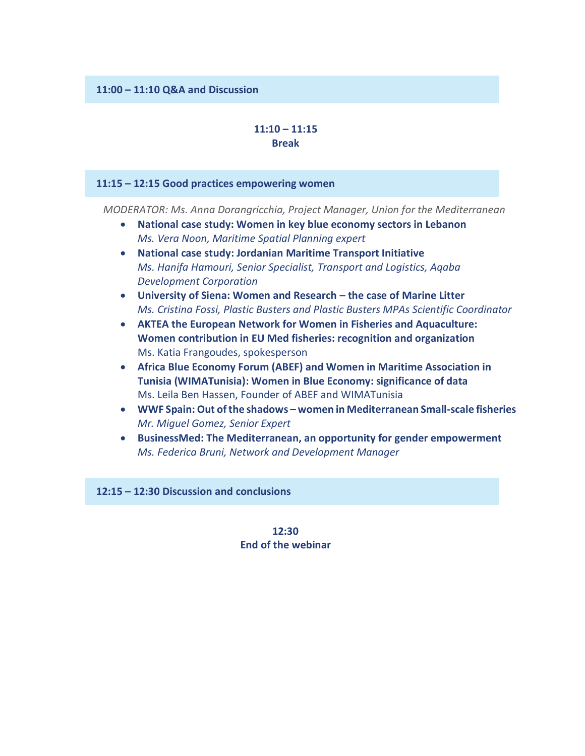**11:00 – 11:10 Q&A and Discussion**

**11:10 – 11:15**
**Break**

**11:15 – 12:15 Good practices empowering women**

*MODERATOR: Ms. Anna Dorangricchia, Project Manager, Union for the Mediterranean*

- **National case study: Women in key blue economy sectors in Lebanon**
  *Ms. Vera Noon, Maritime Spatial Planning expert*
- **National case study: Jordanian Maritime Transport Initiative**
  *Ms. Hanifa Hamouri, Senior Specialist, Transport and Logistics, Aqaba Development Corporation*
- **University of Siena: Women and Research – the case of Marine Litter**
  *Ms. Cristina Fossi, Plastic Busters and Plastic Busters MPAs Scientific Coordinator*
- **AKTEA the European Network for Women in Fisheries and Aquaculture: Women contribution in EU Med fisheries: recognition and organization**
  Ms. Katia Frangoudes, spokesperson
- **Africa Blue Economy Forum (ABEF) and Women in Maritime Association in Tunisia (WIMATunisia): Women in Blue Economy: significance of data**
  Ms. Leila Ben Hassen, Founder of ABEF and WIMATunisia
- **WWF Spain: Out of the shadows – women in Mediterranean Small-scale fisheries**
  *Mr. Miguel Gomez, Senior Expert*
- **BusinessMed: The Mediterranean, an opportunity for gender empowerment**
  *Ms. Federica Bruni, Network and Development Manager*

**12:15 – 12:30 Discussion and conclusions**

**12:30**
**End of the webinar**